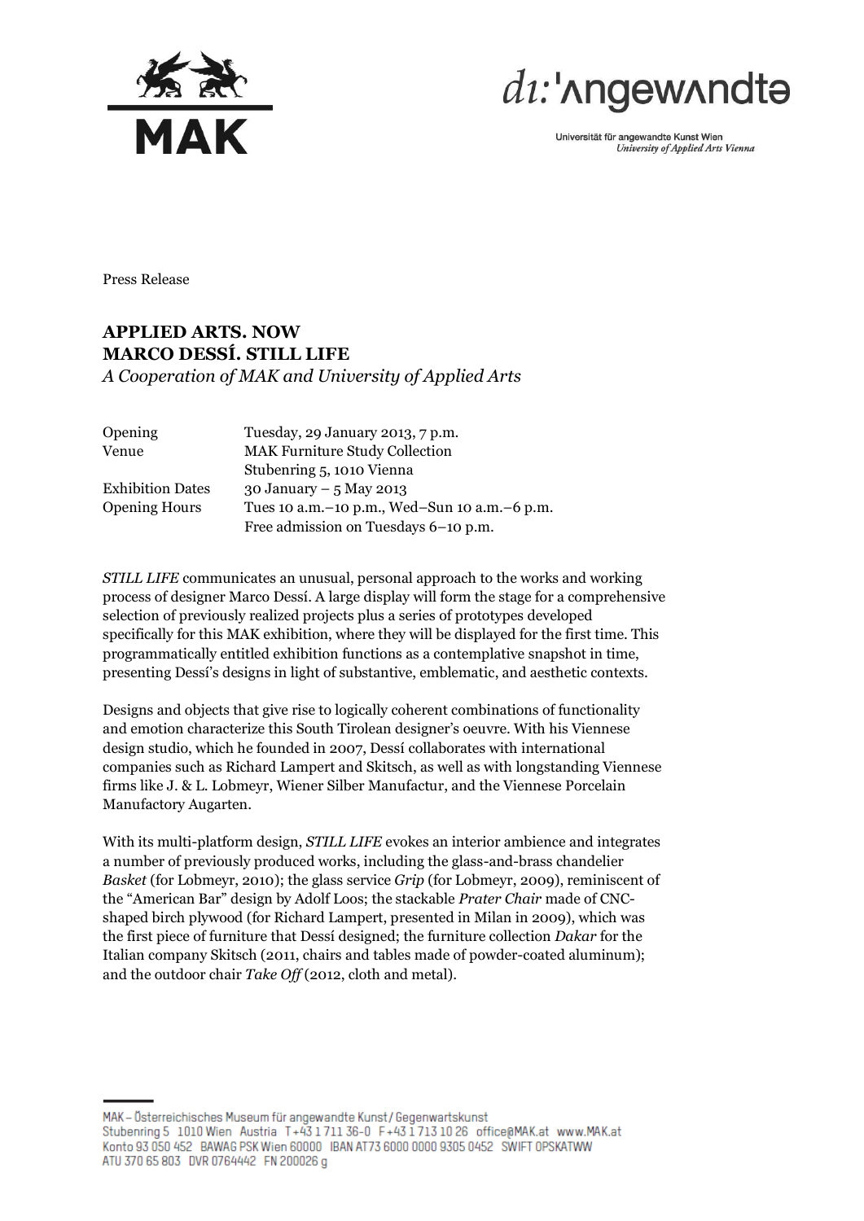Press Release

# APPLIED ARTS. NOW
# MARCO DESSÍ. STILL LIFE

*A Cooperation of MAK and University of Applied Arts*

| | |
|---|---|
| Opening | Tuesday, 29 January 2013, 7 p.m. |
| Venue | MAK Furniture Study Collection<br>Stubenring 5, 1010 Vienna |
| Exhibition Dates | 30 January – 5 May 2013 |
| Opening Hours | Tues 10 a.m.–10 p.m., Wed–Sun 10 a.m.–6 p.m.<br>Free admission on Tuesdays 6–10 p.m. |

*STILL LIFE* communicates an unusual, personal approach to the works and working process of designer Marco Dessí. A large display will form the stage for a comprehensive selection of previously realized projects plus a series of prototypes developed specifically for this MAK exhibition, where they will be displayed for the first time. This programmatically entitled exhibition functions as a contemplative snapshot in time, presenting Dessí's designs in light of substantive, emblematic, and aesthetic contexts.

Designs and objects that give rise to logically coherent combinations of functionality and emotion characterize this South Tirolean designer's oeuvre. With his Viennese design studio, which he founded in 2007, Dessí collaborates with international companies such as Richard Lampert and Skitsch, as well as with longstanding Viennese firms like J. & L. Lobmeyr, Wiener Silber Manufactur, and the Viennese Porcelain Manufactory Augarten.

With its multi-platform design, *STILL LIFE* evokes an interior ambience and integrates a number of previously produced works, including the glass-and-brass chandelier *Basket* (for Lobmeyr, 2010); the glass service *Grip* (for Lobmeyr, 2009), reminiscent of the "American Bar" design by Adolf Loos; the stackable *Prater Chair* made of CNC-shaped birch plywood (for Richard Lampert, presented in Milan in 2009), which was the first piece of furniture that Dessí designed; the furniture collection *Dakar* for the Italian company Skitsch (2011, chairs and tables made of powder-coated aluminum); and the outdoor chair *Take Off* (2012, cloth and metal).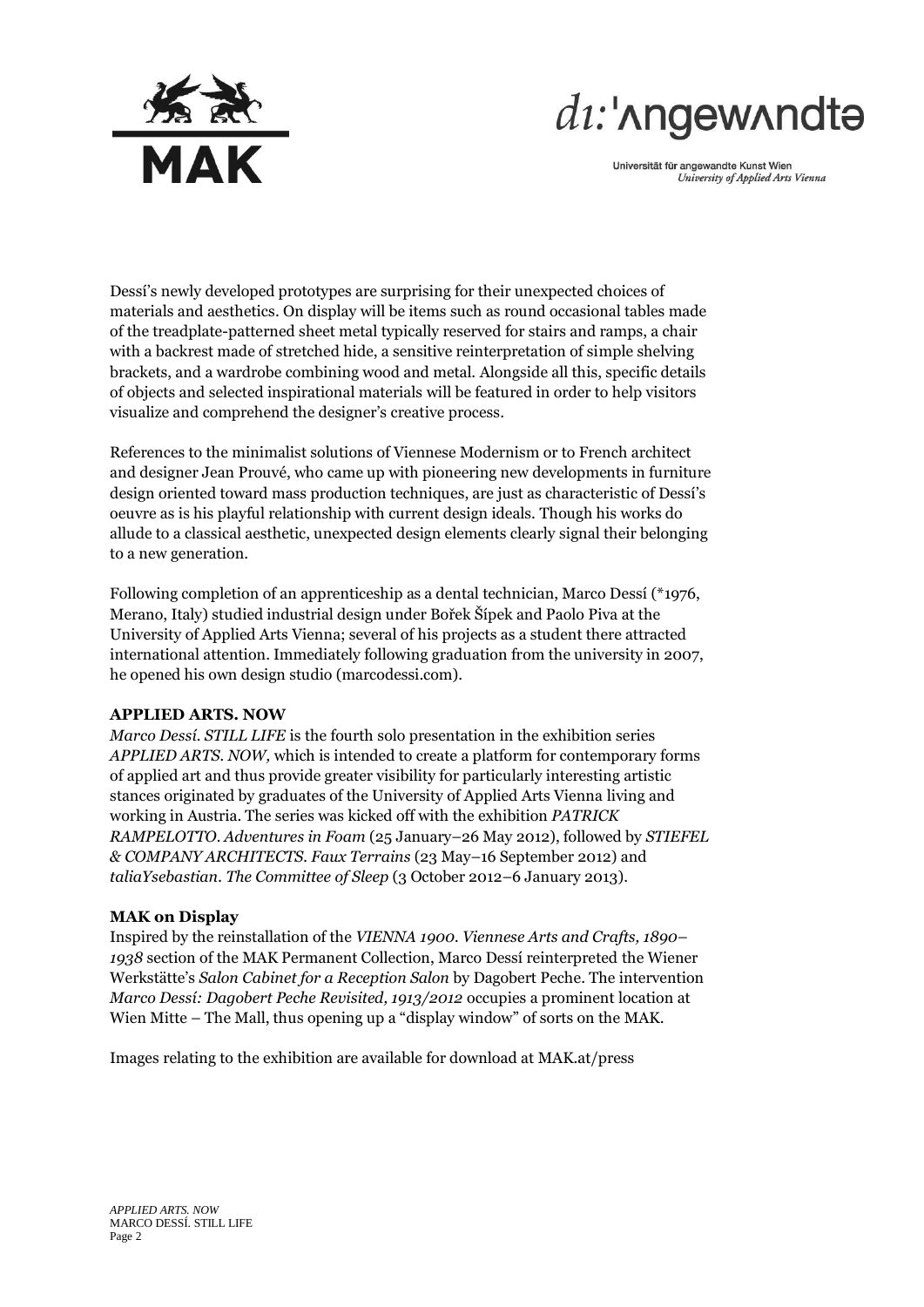Dessí's newly developed prototypes are surprising for their unexpected choices of materials and aesthetics. On display will be items such as round occasional tables made of the treadplate-patterned sheet metal typically reserved for stairs and ramps, a chair with a backrest made of stretched hide, a sensitive reinterpretation of simple shelving brackets, and a wardrobe combining wood and metal. Alongside all this, specific details of objects and selected inspirational materials will be featured in order to help visitors visualize and comprehend the designer's creative process.

References to the minimalist solutions of Viennese Modernism or to French architect and designer Jean Prouvé, who came up with pioneering new developments in furniture design oriented toward mass production techniques, are just as characteristic of Dessí's oeuvre as is his playful relationship with current design ideals. Though his works do allude to a classical aesthetic, unexpected design elements clearly signal their belonging to a new generation.

Following completion of an apprenticeship as a dental technician, Marco Dessí (*1976, Merano, Italy) studied industrial design under Bořek Šípek and Paolo Piva at the University of Applied Arts Vienna; several of his projects as a student there attracted international attention. Immediately following graduation from the university in 2007, he opened his own design studio (marcodessi.com).

**APPLIED ARTS. NOW**

*Marco Dessí. STILL LIFE* is the fourth solo presentation in the exhibition series *APPLIED ARTS. NOW,* which is intended to create a platform for contemporary forms of applied art and thus provide greater visibility for particularly interesting artistic stances originated by graduates of the University of Applied Arts Vienna living and working in Austria. The series was kicked off with the exhibition *PATRICK RAMPELOTTO. Adventures in Foam* (25 January–26 May 2012), followed by *STIEFEL & COMPANY ARCHITECTS. Faux Terrains* (23 May–16 September 2012) and *taliaYsebastian. The Committee of Sleep* (3 October 2012–6 January 2013).

**MAK on Display**

Inspired by the reinstallation of the *VIENNA 1900. Viennese Arts and Crafts, 1890–1938* section of the MAK Permanent Collection, Marco Dessí reinterpreted the Wiener Werkstätte's *Salon Cabinet for a Reception Salon* by Dagobert Peche. The intervention *Marco Dessí: Dagobert Peche Revisited, 1913/2012* occupies a prominent location at Wien Mitte – The Mall, thus opening up a "display window" of sorts on the MAK.

Images relating to the exhibition are available for download at MAK.at/press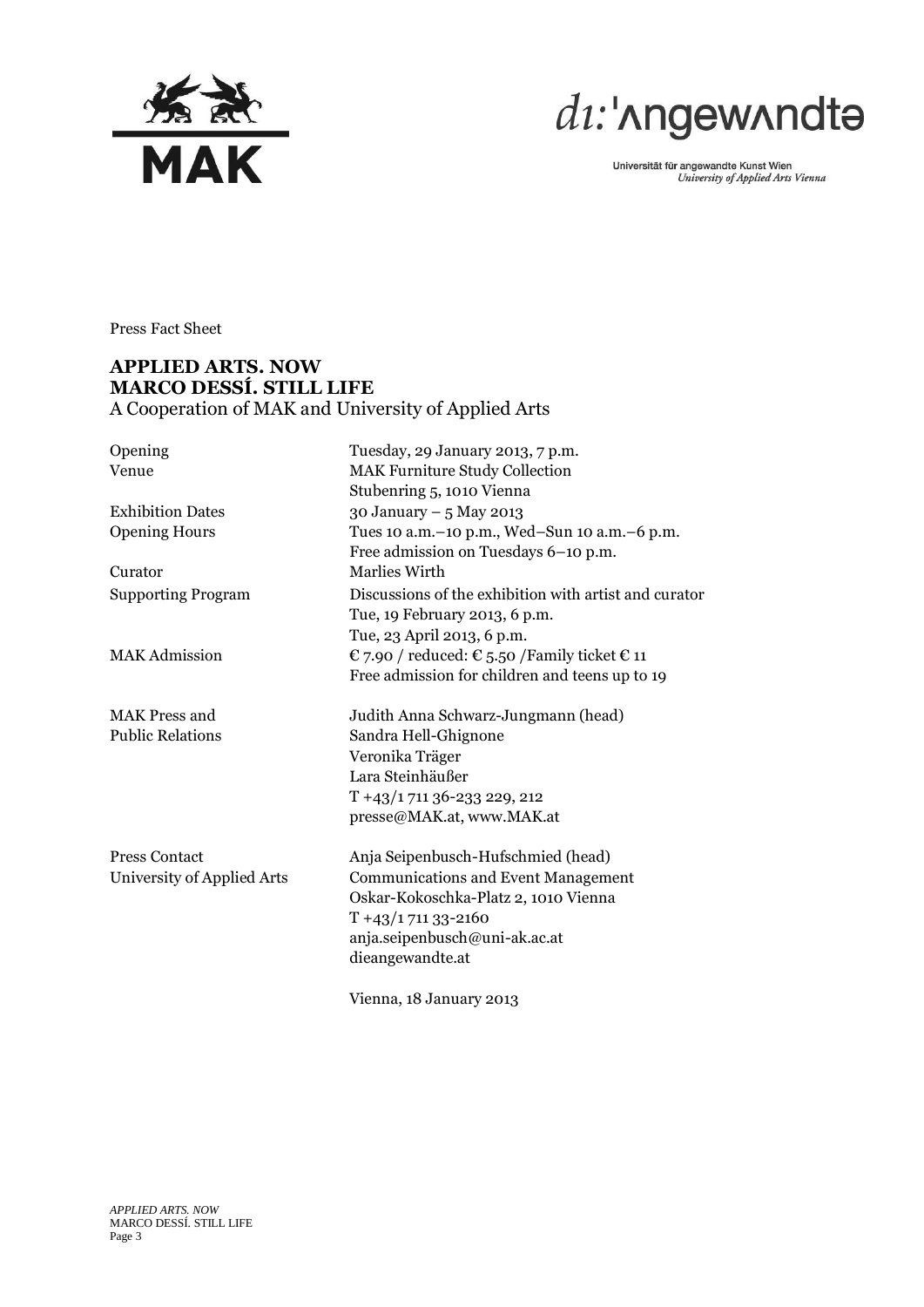Press Fact Sheet

## APPLIED ARTS. NOW
## MARCO DESSÍ. STILL LIFE

A Cooperation of MAK and University of Applied Arts

| | |
|---|---|
| Opening | Tuesday, 29 January 2013, 7 p.m. |
| Venue | MAK Furniture Study Collection<br>Stubenring 5, 1010 Vienna |
| Exhibition Dates | 30 January – 5 May 2013 |
| Opening Hours | Tues 10 a.m.–10 p.m., Wed–Sun 10 a.m.–6 p.m.<br>Free admission on Tuesdays 6–10 p.m. |
| Curator | Marlies Wirth |
| Supporting Program | Discussions of the exhibition with artist and curator<br>Tue, 19 February 2013, 6 p.m.<br>Tue, 23 April 2013, 6 p.m. |
| MAK Admission | € 7.90 / reduced: € 5.50 /Family ticket € 11<br>Free admission for children and teens up to 19 |
| MAK Press and Public Relations | Judith Anna Schwarz-Jungmann (head)<br>Sandra Hell-Ghignone<br>Veronika Träger<br>Lara Steinhäußer<br>T +43/1 711 36-233 229, 212<br>presse@MAK.at, www.MAK.at |
| Press Contact University of Applied Arts | Anja Seipenbusch-Hufschmied (head)<br>Communications and Event Management<br>Oskar-Kokoschka-Platz 2, 1010 Vienna<br>T +43/1 711 33-2160<br>anja.seipenbusch@uni-ak.ac.at<br>dieangewandte.at |

Vienna, 18 January 2013